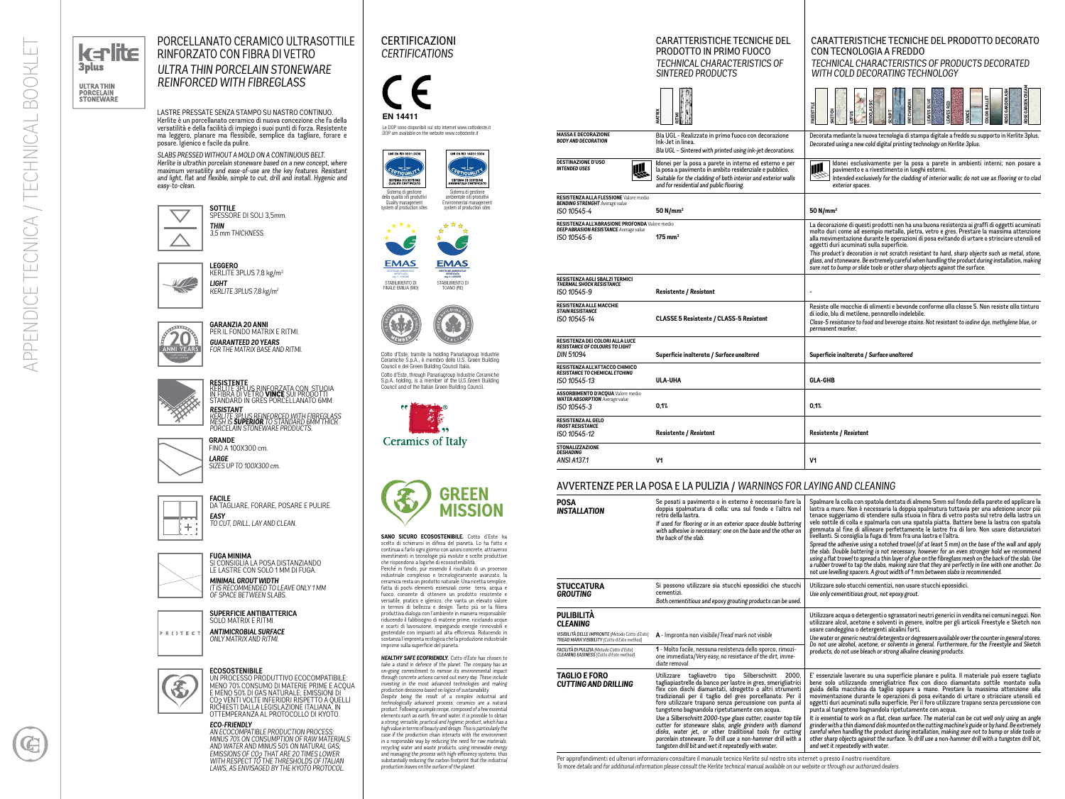# PORCELLANATO CERAMICO ULTRASOTTILE RINFORZATO CON FIBRA DI VETRO

## *ULTRA THIN PORCELAIN STONEWARE REINFORCED WITH FIBREGLASS*

LASTRE PRESSATE SENZA STAMPO SU NASTRO CONTINUO.
Kerlite è un porcellanato ceramico di nuova concezione che fa della versatilità e della facilità di impiego i suoi punti di forza. Resistente ma leggero, planare ma flessibile, semplice da tagliare, forare e posare. Igienico e facile da pulire.

*SLABS PRESSED WITHOUT A MOLD ON A CONTINUOUS BELT.*
*Kerlite is ultrathin porcelain stoneware based on a new concept, where maximum versatility and ease-of-use are the key features. Resistant and light, flat and flexible, simple to cut, drill and install. Hygienic and easy-to-clean.*

**SOTTILE**
SPESSORE DI SOLI 3,5mm.
***THIN***
*3,5 mm THICKNESS.*

**LEGGERO**
KERLITE 3PLUS 7,8 kg/m²
***LIGHT***
*KERLITE 3PLUS 7,8 kg/m²*

**GARANZIA 20 ANNI**
PER IL FONDO MATRIX E RITMI.
***GUARANTEED 20 YEARS***
*FOR THE MATRIX BASE AND RITMI.*

**RESISTENTE**
KERLITE 3PLUS RINFORZATA CON STUOIA IN FIBRA DI VETRO **VINCE** SUI PRODOTTI STANDARD IN GRES PORCELLANATO 6MM.
***RESISTANT***
*KERLITE 3PLUS REINFORCED WITH FIBREGLASS MESH IS **SUPERIOR** TO STANDARD 6MM THICK PORCELAIN STONEWARE PRODUCTS.*

**GRANDE**
FINO A 100X300 cm.
***LARGE***
*SIZES UP TO 100X300 cm.*

**FACILE**
DA TAGLIARE, FORARE, POSARE E PULIRE.
***EASY***
*TO CUT, DRILL, LAY AND CLEAN.*

**FUGA MINIMA**
SI CONSIGLIA LA POSA DISTANZIANDO LE LASTRE CON SOLO 1 MM DI FUGA.
***MINIMAL GROUT WIDTH***
*IT IS RECOMMENDED TO LEAVE ONLY 1 MM OF SPACE BETWEEN SLABS.*

**SUPERFICIE ANTIBATTERICA**
SOLO MATRIX E RITMI.
***ANTIMICROBIAL SURFACE***
*ONLY MATRIX AND RITMI.*

**ECOSOSTENIBILE**
UN PROCESSO PRODUTTIVO ECOCOMPATIBILE: MENO 70% CONSUMO DI MATERIE PRIME E ACQUA E MENO 50% DI GAS NATURALE; EMISSIONI DI $CO_2$ VENTI VOLTE INFERIORI RISPETTO A QUELLI RICHIESTI DALLA LEGISLAZIONE ITALIANA, IN OTTEMPERANZA AL PROTOCOLLO DI KYOTO.
***ECO-FRIENDLY***
*AN ECOCOMPATIBLE PRODUCTION PROCESS: MINUS 70% ON CONSUMPTION OF RAW MATERIALS AND WATER AND MINUS 50% ON NATURAL GAS; EMISSIONS OF $CO_2$ THAT ARE 20 TIMES LOWER WITH RESPECT TO THE THRESHOLDS OF ITALIAN LAWS, AS ENVISAGED BY THE KYOTO PROTOCOL.*

# CERTIFICAZIONI

## *CERTIFICATIONS*

EN 14411

Le DOP sono disponibili sul sito internet www.cottodeste.it
DOP are available on the website www.cottodeste.it

Sistema di gestione della qualità siti produttivi
Quality management system of production sites

Sistema di gestione ambientale siti produttivi
Environmental management system of production sites

STABILIMENTO DI FINALE EMILIA (MO)

STABILIMENTO DI TOANO (RE)

Cotto d'Este, tramite la holding Panariagroup Industrie Ceramiche S.p.A., è membro dello U.S. Green Building Council e del Green Building Council Italia.

*Cotto d'Este, through Panariagroup Industrie Ceramiche S.p.A. holding, is a member of the U.S.Green Building Council and of the Italian Green Building Council.*

Ceramics of Italy

GREEN MISSION

**SANO SICURO ECOSOSTENIBILE.** Cotto d'Este ha scelto di schierarsi in difesa del pianeta. Lo ha fatto e continua a farlo ogni giorno con azioni concrete, attraverso investimenti in tecnologie più evolute e scelte produttive che rispondono a logiche di ecosostenibilità.
Perché in fondo, pur essendo il risultato di un processo industriale complesso e tecnologicamente avanzato, la ceramica resta un prodotto naturale. Una ricetta semplice, fatta di pochi elementi essenziali come terra, acqua e fuoco, consente di ottenere un prodotto resistente e versatile, pratico e igienico, che vanta un elevato valore in termini di bellezza e design. Tanto più se la filiera produttiva dialoga con l'ambiente in maniera responsabile: riducendo il fabbisogno di materie prime, riciclando acque e scarti di lavorazione, impiegando energie rinnovabili e gestendole con impianti ad alta efficienza. Riducendo in sostanza l'impronta ecologica che la produzione industriale imprime sulla superficie del pianeta.

***HEALTHY SAFE ECOFRIENDLY.*** *Cotto d'Este has chosen to take a stand in defence of the planet. The company has an on-going commitment to minimise its environmental impact through concrete actions carried out every day. These include investing in the most advanced technologies and making production decisions based on logics of sustainability.*
*Despite being the result of a complex industrial and technologically advanced process, ceramics are a natural product. Following a simple recipe, composed of a few essential elements such as earth, fire and water, it is possible to obtain a strong, versatile, practical and hygienic product, which has a high value in terms of beauty and design. This is particularly the case if the production chain interacts with the environment in a responsible way by reducing the need for raw materials, recycling water and waste products, using renewable energy and managing the process with high-efficiency systems, thus substantially reducing the carbon footprint that the industrial production leaves on the surface of the planet.*

# CARATTERISTICHE TECNICHE

| | CARATTERISTICHE TECNICHE DEL PRODOTTO IN PRIMO FUOCO *TECHNICAL CHARACTERISTICS OF SINTERED PRODUCTS* (MATRIX, RITMI) | CARATTERISTICHE TECNICHE DEL PRODOTTO DECORATO CON TECNOLOGIA A FREDDO *TECHNICAL CHARACTERISTICS OF PRODUCTS DECORATED WITH COLD DECORATING TECHNOLOGY* (FREESTYLE, SKETCH, LOTUS, NEOCLASSIC, SCRIPT, PATCHWORK, LEAVES BLUE, LEAVES RED, VENICE, COLOR BALLET, ROSE GARDEN ASH, ROSE GARDEN CREAM) |
|---|---|---|
| **MASSA E DECORAZIONE** ***BODY AND DECORATION*** | Bla UGL - Realizzato in primo fuoco con decorazione Ink-Jet in linea. *Bla UGL – Sintered with printed using ink-jet decorations.* | Decorata mediante la nuova tecnologia di stampa digitale a freddo su supporto in Kerlite 3plus. *Decorated using a new cold digital printing technology on Kerlite 3plus.* |
| **DESTINAZIONE D'USO** ***INTENDED USES*** | Idonei per la posa a parete in interno ed esterno e per la posa a pavimento in ambito residenziale e pubblico. *Suitable for the cladding of both interior and exterior walls and for residential and public flooring.* | Idonei esclusivamente per la posa a parete in ambienti interni; non posare a pavimento e a rivestimento in luoghi esterni. *Intended exclusively for the cladding of interior walls; do not use as flooring or to clad exterior spaces.* |
| **RESISTENZA ALLA FLESSIONE** Valore medio ***BENDING STRENGHT*** *Average value* ISO 10545-4 | **50 N/mm²** | **50 N/mm²** |
| **RESISTENZA ALL'ABRASIONE PROFONDA** Valore medio ***DEEP ABRASION RESISTANCE*** *Average value* ISO 10545-6 | **175 mm³** | La decorazione di questi prodotti non ha una buona resistenza ai graffi di oggetti acuminati molto duri come ad esempio metallo, pietra, vetro e gres. Prestare la massima attenzione alla movimentazione durante le operazioni di posa evitando di urtare o strisciare utensili ed oggetti duri acuminati sulla superficie. *This product's decoration is not scratch resistant to hard, sharp objects such as metal, stone, glass, and stoneware. Be extremely careful when handling the product during installation, making sure not to bump or slide tools or other sharp objects against the surface.* |
| **RESISTENZA AGLI SBALZI TERMICI** ***THERMAL SHOCK RESISTANCE*** ISO 10545-9 | **Resistente / *Resistant*** | - |
| **RESISTENZA ALLE MACCHIE** ***STAIN RESISTANCE*** ISO 10545-14 | **CLASSE 5 Resistente / CLASS-5 Resistant** | Resiste alle macchie di alimenti e bevande conforme alla classe 5. Non resiste alla tintura di iodio, blu di metilene, pennarello indelebile. *Class-5 resistance to food and beverage stains. Not resistant to iodine dye, methylene blue, or permanent marker.* |
| **RESISTENZA DEI COLORI ALLA LUCE** ***RESISTANCE OF COLOURS TO LIGHT*** DIN 51094 | **Superficie inalterata / *Surface unaltered*** | **Superficie inalterata / *Surface unaltered*** |
| **RESISTENZA ALL'ATTACCO CHIMICO** ***RESISTANCE TO CHEMICAL ETCHING*** ISO 10545-13 | **ULA-UHA** | **GLA-GHB** |
| **ASSORBIMENTO D'ACQUA** Valore medio ***WATER ABSORPTION*** *Average value* ISO 10545-3 | **0,1%** | **0,1%** |
| **RESISTENZA AL GELO** ***FROST RESISTANCE*** ISO 10545-12 | **Resistente / *Resistant*** | **Resistente / *Resistant*** |
| **STONALIZZAZIONE** ***DESHADING*** ANSI A137.1 | **V1** | **V1** |

## AVVERTENZE PER LA POSA E LA PULIZIA / *WARNINGS FOR LAYING AND CLEANING*

| | | |
|---|---|---|
| **POSA** ***INSTALLATION*** | Se posati a pavimento o in esterno è necessario fare la doppia spalmatura di colla: una sul fondo e l'altra nel retro della lastra. *If used for flooring or in an exterior space double buttering with adhesive is necessary: one on the base and the other on the back of the slab.* | Spalmare la colla con spatola dentata di almeno 5mm sul fondo della parete ed applicare la lastra a muro. Non è necessaria la doppia spalmatura tuttavia per una adesione ancor più tenace suggeriamo di stendere sulla stuoia in fibra di vetro posta sul retro della lastra un velo sottile di colla e spalmarla con una spatola piatta. Battere bene la lastra con spatola gommata al fine di allineare perfettamente le lastre fra di loro. Non usare distanziatori livellanti. Si consiglia la fuga di 1mm fra una lastra e l'altra. *Spread the adhesive using a notched trowel (of at least 5 mm) on the base of the wall and apply the slab. Double buttering is not necessary, however for an even stronger hold we recommend using a flat trowel to spread a thin layer of glue on the fibreglass mesh on the back of the slab. Use a rubber trowel to tap the slabs, making sure that they are perfectly in line with one another. Do not use levelling spacers. A grout width of 1 mm between slabs is recommended.* |
| **STUCCATURA** ***GROUTING*** | Si possono utilizzare sia stucchi epossidici che stucchi cementizi. *Both cementitious and epoxy grouting products can be used.* | Utilizzare solo stucchi cementizi, non usare stucchi epossidici. *Use only cementitious grout, not epoxy grout.* |
| **PULIBILITÀ** ***CLEANING*** VISIBILITÀ DELLE IMPRONTE (Metodo Cotto d'Este) *TREAD MARK VISIBILITY (Cotto d'Este method)* FACILITÀ DI PULIZIA (Metodo Cotto d'Este) *CLEANING EASINESS (Cotto d'Este method)* | **A** - Impronta non visibile/*Tread mark not visible* **1** - Molto facile, nessuna resistenza dello sporco, rimozione immediata/*Very easy, no resistance of the dirt, immediate removal* | Utilizzare acqua o detergenti o sgrassatori neutri generici in vendita nei comuni negozi. Non utilizzare alcol, acetone e solventi in genere, inoltre per gli articoli Freestyle e Sketch non usare candeggina o detergenti alcalini forti. *Use water or generic neutral detergents or degreasers available over the counter in general stores. Do not use alcohol, acetone, or solvents in general. Furthermore, for the Freestyle and Sketch products, do not use bleach or strong alkaline cleaning products.* |
| **TAGLIO E FORO** ***CUTTING AND DRILLING*** | Utilizzare tagliavetro tipo Silberschnitt 2000, tagliapiastrelle da banco per lastre in gres, smerigliatrici flex con dischi diamantati, idrogetto o altri strumenti tradizionali per il taglio del gres porcellanato. Per il foro utilizzare trapano senza percussione con punta al tungsteno bagnandola ripetutamente con acqua. *Use a Silberschnitt 2000-type glass cutter, counter top tile cutter for stoneware slabs, angle grinders with diamond disks, water jet, or other traditional tools for cutting porcelain stoneware. To drill use a non-hammer drill with a tungsten drill bit and wet it repeatedly with water.* | E' essenziale lavorare su una superficie planare e pulita. Il materiale può essere tagliato bene solo utilizzando smerigliatrice flex con disco diamantato sottile montato sulla guida della macchina da taglio oppure a mano. Prestare la massima attenzione alla movimentazione durante le operazioni di posa evitando di urtare o strisciare utensili ed oggetti duri acuminati sulla superficie. Per il foro utilizzare trapano senza percussione con punta al tungsteno bagnandola ripetutamente con acqua. *It is essential to work on a flat, clean surface. The material can be cut well only using an angle grinder with a thin diamond disk mounted on the cutting machine's guide or by hand. Be extremely careful when handling the product during installation, making sure not to bump or slide tools or other sharp objects against the surface. To drill use a non-hammer drill with a tungsten drill bit, and wet it repeatedly with water.* |

Per approfondimenti ed ulteriori informazioni consultare il manuale tecnico Kerlite sul nostro sito internet o presso il nostro rivenditore.
*To more details and for additional information please consult the Kerlite technical manual available on our website or through our authorized dealers.*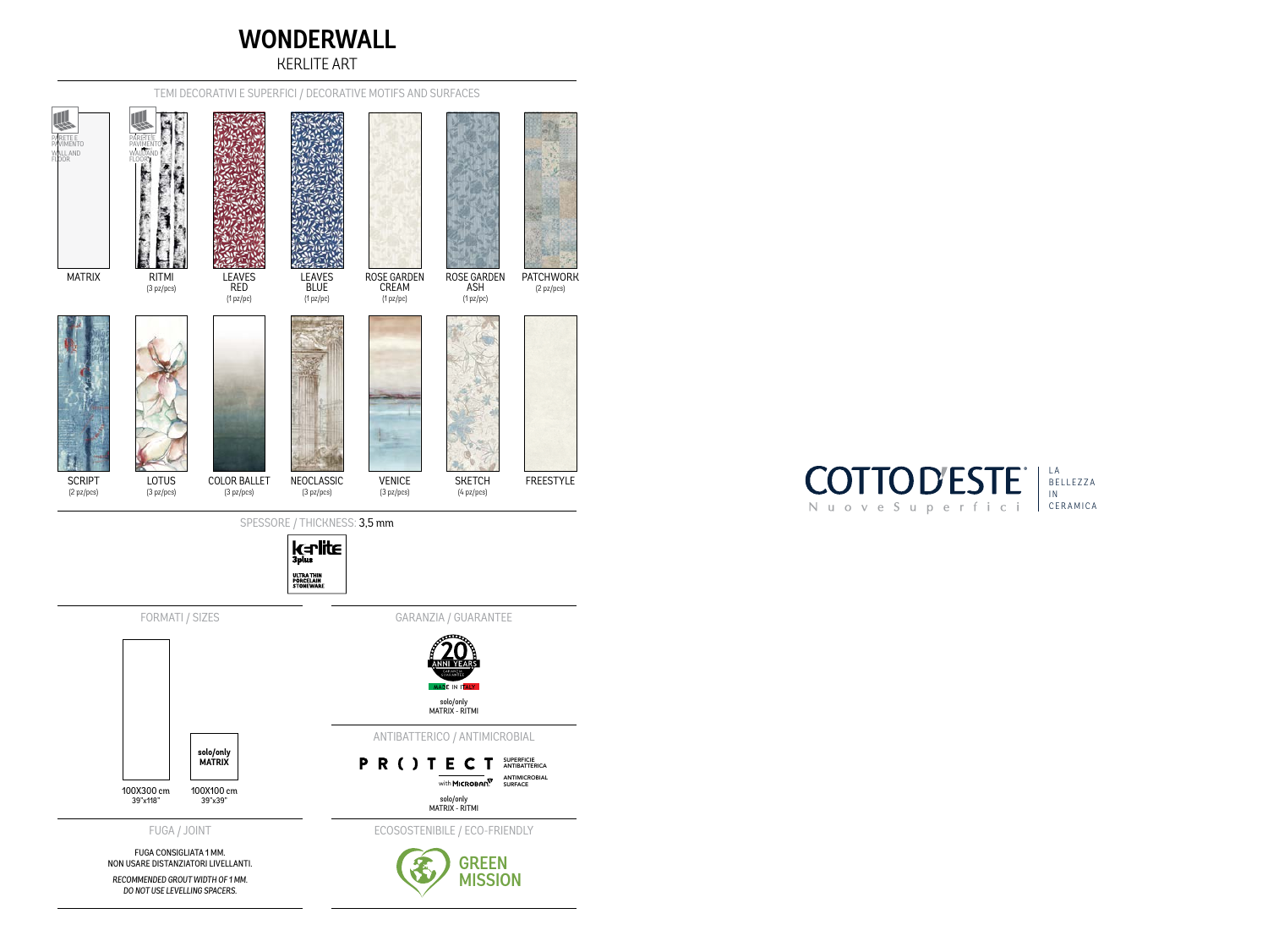# WONDERWALL

KERLITE ART

## TEMI DECORATIVI E SUPERFICI / DECORATIVE MOTIFS AND SURFACES

PARETE E PAVIMENTO
WALL AND FLOOR

- MATRIX
- RITMI (3 pz/pcs)
- LEAVES RED (1 pz/pc)
- LEAVES BLUE (1 pz/pc)
- ROSE GARDEN CREAM (1 pz/pc)
- ROSE GARDEN ASH (1 pz/pc)
- PATCHWORK (2 pz/pcs)
- SCRIPT (2 pz/pcs)
- LOTUS (3 pz/pcs)
- COLOR BALLET (3 pz/pcs)
- NEOCLASSIC (3 pz/pcs)
- VENICE (3 pz/pcs)
- SKETCH (4 pz/pcs)
- FREESTYLE

SPESSORE / THICKNESS: 3,5 mm

kerlite 3plus
ULTRA THIN PORCELAIN STONEWARE

## FORMATI / SIZES

100X300 cm
39"x118"

solo/only MATRIX
100X100 cm
39"x39"

## GARANZIA / GUARANTEE

20 ANNI YEARS
MADE IN ITALY

solo/only
MATRIX - RITMI

## ANTIBATTERICO / ANTIMICROBIAL

PROTECT with Microban
SUPERFICIE ANTIBATTERICA
ANTIMICROBIAL SURFACE

solo/only
MATRIX - RITMI

## FUGA / JOINT

FUGA CONSIGLIATA 1 MM.
NON USARE DISTANZIATORI LIVELLANTI.

*RECOMMENDED GROUT WIDTH OF 1 MM.*
*DO NOT USE LEVELLING SPACERS.*

## ECOSOSTENIBILE / ECO-FRIENDLY

GREEN MISSION

COTTO D'ESTE
Nuove Superfici

LA BELLEZZA IN CERAMICA